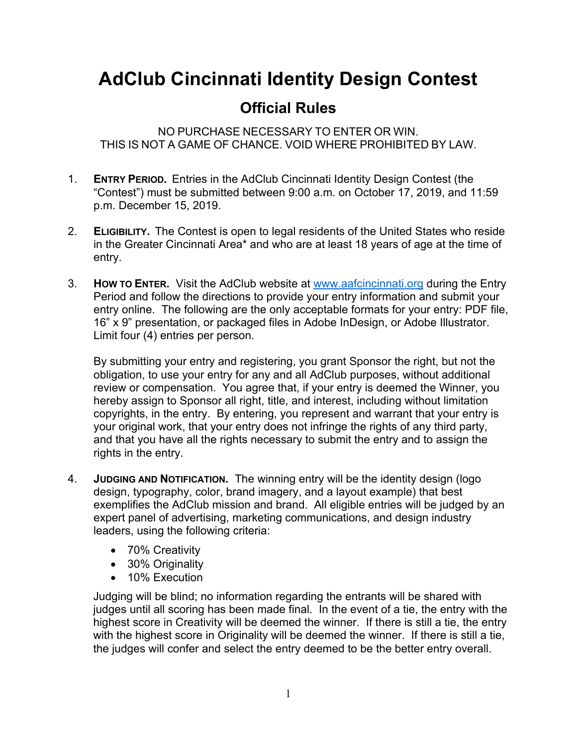# AdClub Cincinnati Identity Design Contest

## Official Rules

NO PURCHASE NECESSARY TO ENTER OR WIN.
THIS IS NOT A GAME OF CHANCE. VOID WHERE PROHIBITED BY LAW.

1. **ENTRY PERIOD.** Entries in the AdClub Cincinnati Identity Design Contest (the "Contest") must be submitted between 9:00 a.m. on October 17, 2019, and 11:59 p.m. December 15, 2019.

2. **ELIGIBILITY.** The Contest is open to legal residents of the United States who reside in the Greater Cincinnati Area* and who are at least 18 years of age at the time of entry.

3. **HOW TO ENTER.** Visit the AdClub website at [www.aafcincinnati.org](http://www.aafcincinnati.org) during the Entry Period and follow the directions to provide your entry information and submit your entry online. The following are the only acceptable formats for your entry: PDF file, 16" x 9" presentation, or packaged files in Adobe InDesign, or Adobe Illustrator. Limit four (4) entries per person.

   By submitting your entry and registering, you grant Sponsor the right, but not the obligation, to use your entry for any and all AdClub purposes, without additional review or compensation. You agree that, if your entry is deemed the Winner, you hereby assign to Sponsor all right, title, and interest, including without limitation copyrights, in the entry. By entering, you represent and warrant that your entry is your original work, that your entry does not infringe the rights of any third party, and that you have all the rights necessary to submit the entry and to assign the rights in the entry.

4. **JUDGING AND NOTIFICATION.** The winning entry will be the identity design (logo design, typography, color, brand imagery, and a layout example) that best exemplifies the AdClub mission and brand. All eligible entries will be judged by an expert panel of advertising, marketing communications, and design industry leaders, using the following criteria:

   - 70% Creativity
   - 30% Originality
   - 10% Execution

   Judging will be blind; no information regarding the entrants will be shared with judges until all scoring has been made final. In the event of a tie, the entry with the highest score in Creativity will be deemed the winner. If there is still a tie, the entry with the highest score in Originality will be deemed the winner. If there is still a tie, the judges will confer and select the entry deemed to be the better entry overall.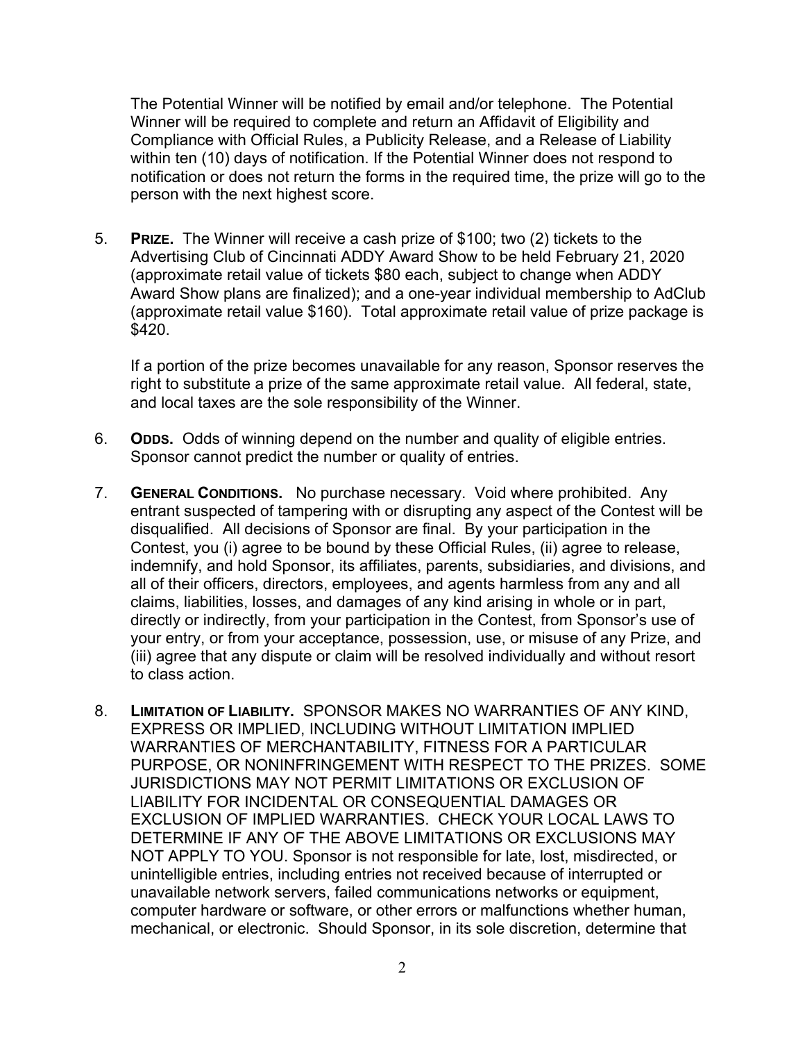The Potential Winner will be notified by email and/or telephone. The Potential Winner will be required to complete and return an Affidavit of Eligibility and Compliance with Official Rules, a Publicity Release, and a Release of Liability within ten (10) days of notification. If the Potential Winner does not respond to notification or does not return the forms in the required time, the prize will go to the person with the next highest score.

5. **PRIZE.** The Winner will receive a cash prize of $100; two (2) tickets to the Advertising Club of Cincinnati ADDY Award Show to be held February 21, 2020 (approximate retail value of tickets $80 each, subject to change when ADDY Award Show plans are finalized); and a one-year individual membership to AdClub (approximate retail value $160). Total approximate retail value of prize package is $420.

   If a portion of the prize becomes unavailable for any reason, Sponsor reserves the right to substitute a prize of the same approximate retail value. All federal, state, and local taxes are the sole responsibility of the Winner.

6. **ODDS.** Odds of winning depend on the number and quality of eligible entries. Sponsor cannot predict the number or quality of entries.

7. **GENERAL CONDITIONS.** No purchase necessary. Void where prohibited. Any entrant suspected of tampering with or disrupting any aspect of the Contest will be disqualified. All decisions of Sponsor are final. By your participation in the Contest, you (i) agree to be bound by these Official Rules, (ii) agree to release, indemnify, and hold Sponsor, its affiliates, parents, subsidiaries, and divisions, and all of their officers, directors, employees, and agents harmless from any and all claims, liabilities, losses, and damages of any kind arising in whole or in part, directly or indirectly, from your participation in the Contest, from Sponsor's use of your entry, or from your acceptance, possession, use, or misuse of any Prize, and (iii) agree that any dispute or claim will be resolved individually and without resort to class action.

8. **LIMITATION OF LIABILITY.** SPONSOR MAKES NO WARRANTIES OF ANY KIND, EXPRESS OR IMPLIED, INCLUDING WITHOUT LIMITATION IMPLIED WARRANTIES OF MERCHANTABILITY, FITNESS FOR A PARTICULAR PURPOSE, OR NONINFRINGEMENT WITH RESPECT TO THE PRIZES. SOME JURISDICTIONS MAY NOT PERMIT LIMITATIONS OR EXCLUSION OF LIABILITY FOR INCIDENTAL OR CONSEQUENTIAL DAMAGES OR EXCLUSION OF IMPLIED WARRANTIES. CHECK YOUR LOCAL LAWS TO DETERMINE IF ANY OF THE ABOVE LIMITATIONS OR EXCLUSIONS MAY NOT APPLY TO YOU. Sponsor is not responsible for late, lost, misdirected, or unintelligible entries, including entries not received because of interrupted or unavailable network servers, failed communications networks or equipment, computer hardware or software, or other errors or malfunctions whether human, mechanical, or electronic. Should Sponsor, in its sole discretion, determine that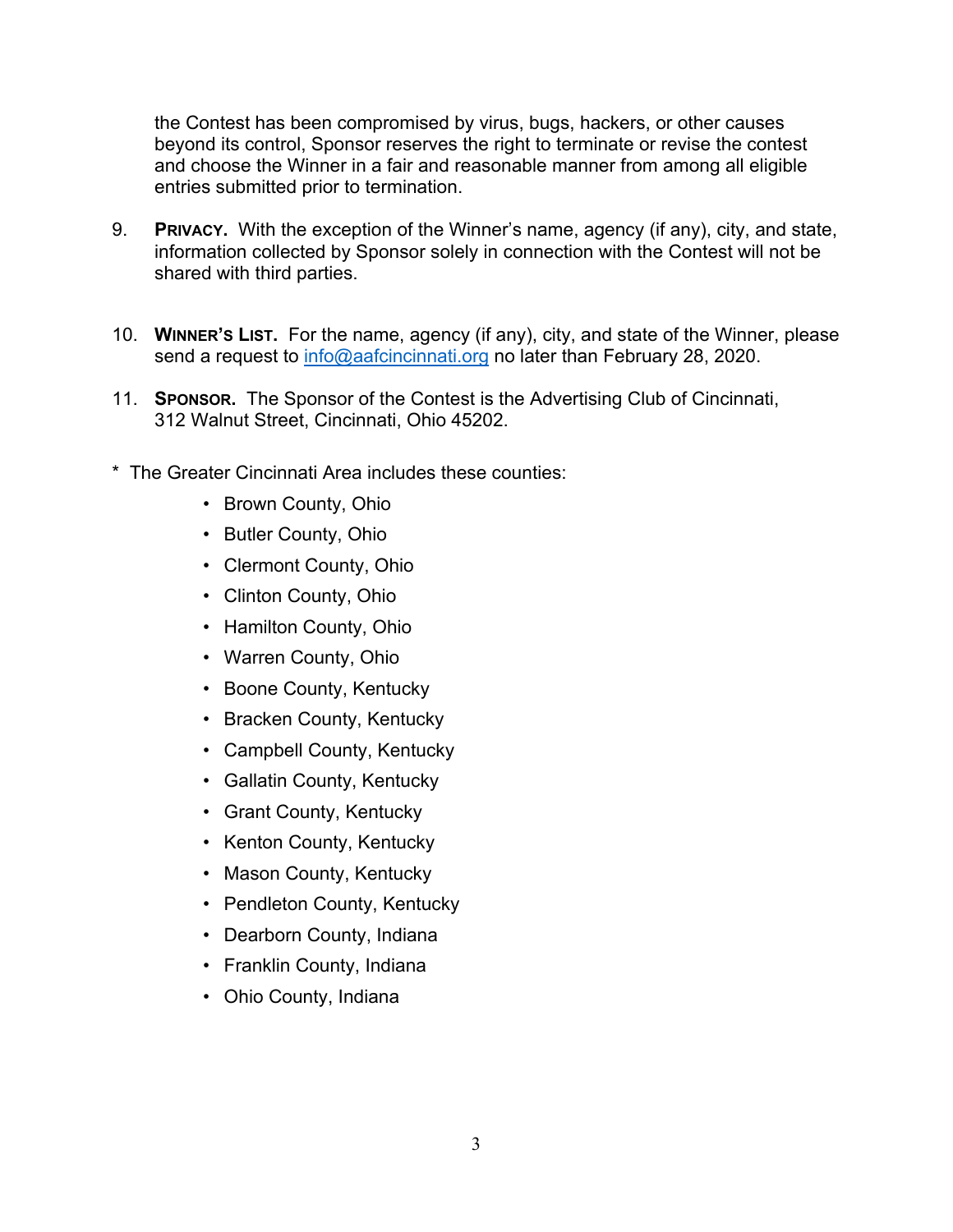the Contest has been compromised by virus, bugs, hackers, or other causes beyond its control, Sponsor reserves the right to terminate or revise the contest and choose the Winner in a fair and reasonable manner from among all eligible entries submitted prior to termination.

9. **PRIVACY.** With the exception of the Winner's name, agency (if any), city, and state, information collected by Sponsor solely in connection with the Contest will not be shared with third parties.

10. **WINNER'S LIST.** For the name, agency (if any), city, and state of the Winner, please send a request to info@aafcincinnati.org no later than February 28, 2020.

11. **SPONSOR.** The Sponsor of the Contest is the Advertising Club of Cincinnati, 312 Walnut Street, Cincinnati, Ohio 45202.

\* The Greater Cincinnati Area includes these counties:

- Brown County, Ohio
- Butler County, Ohio
- Clermont County, Ohio
- Clinton County, Ohio
- Hamilton County, Ohio
- Warren County, Ohio
- Boone County, Kentucky
- Bracken County, Kentucky
- Campbell County, Kentucky
- Gallatin County, Kentucky
- Grant County, Kentucky
- Kenton County, Kentucky
- Mason County, Kentucky
- Pendleton County, Kentucky
- Dearborn County, Indiana
- Franklin County, Indiana
- Ohio County, Indiana